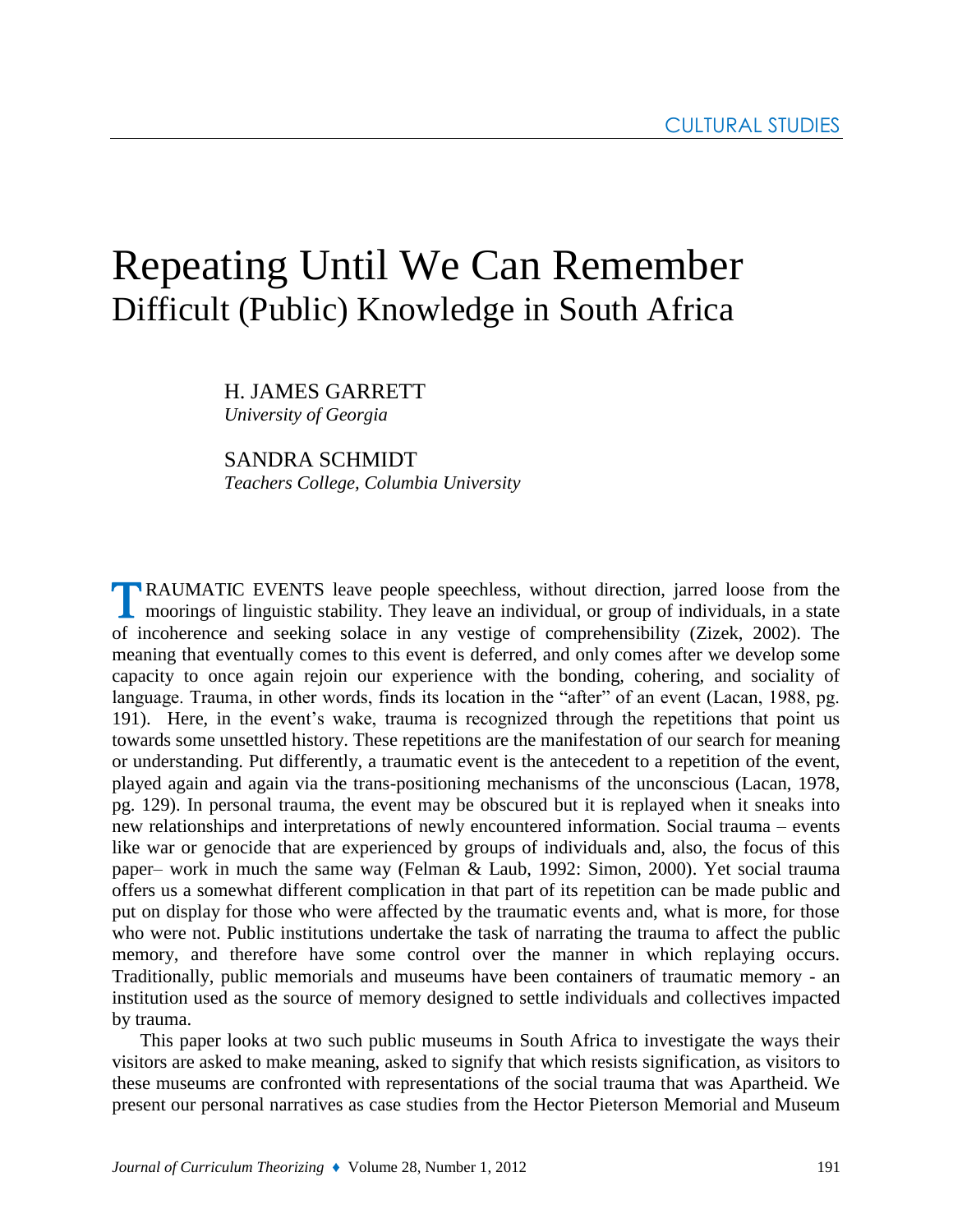CULTURAL STUDIES

# Repeating Until We Can Remember
## Difficult (Public) Knowledge in South Africa

H. JAMES GARRETT
*University of Georgia*

SANDRA SCHMIDT
*Teachers College, Columbia University*

TRAUMATIC EVENTS leave people speechless, without direction, jarred loose from the moorings of linguistic stability. They leave an individual, or group of individuals, in a state of incoherence and seeking solace in any vestige of comprehensibility (Zizek, 2002). The meaning that eventually comes to this event is deferred, and only comes after we develop some capacity to once again rejoin our experience with the bonding, cohering, and sociality of language. Trauma, in other words, finds its location in the "after" of an event (Lacan, 1988, pg. 191). Here, in the event's wake, trauma is recognized through the repetitions that point us towards some unsettled history. These repetitions are the manifestation of our search for meaning or understanding. Put differently, a traumatic event is the antecedent to a repetition of the event, played again and again via the trans-positioning mechanisms of the unconscious (Lacan, 1978, pg. 129). In personal trauma, the event may be obscured but it is replayed when it sneaks into new relationships and interpretations of newly encountered information. Social trauma – events like war or genocide that are experienced by groups of individuals and, also, the focus of this paper– work in much the same way (Felman & Laub, 1992: Simon, 2000). Yet social trauma offers us a somewhat different complication in that part of its repetition can be made public and put on display for those who were affected by the traumatic events and, what is more, for those who were not. Public institutions undertake the task of narrating the trauma to affect the public memory, and therefore have some control over the manner in which replaying occurs. Traditionally, public memorials and museums have been containers of traumatic memory - an institution used as the source of memory designed to settle individuals and collectives impacted by trauma.

This paper looks at two such public museums in South Africa to investigate the ways their visitors are asked to make meaning, asked to signify that which resists signification, as visitors to these museums are confronted with representations of the social trauma that was Apartheid. We present our personal narratives as case studies from the Hector Pieterson Memorial and Museum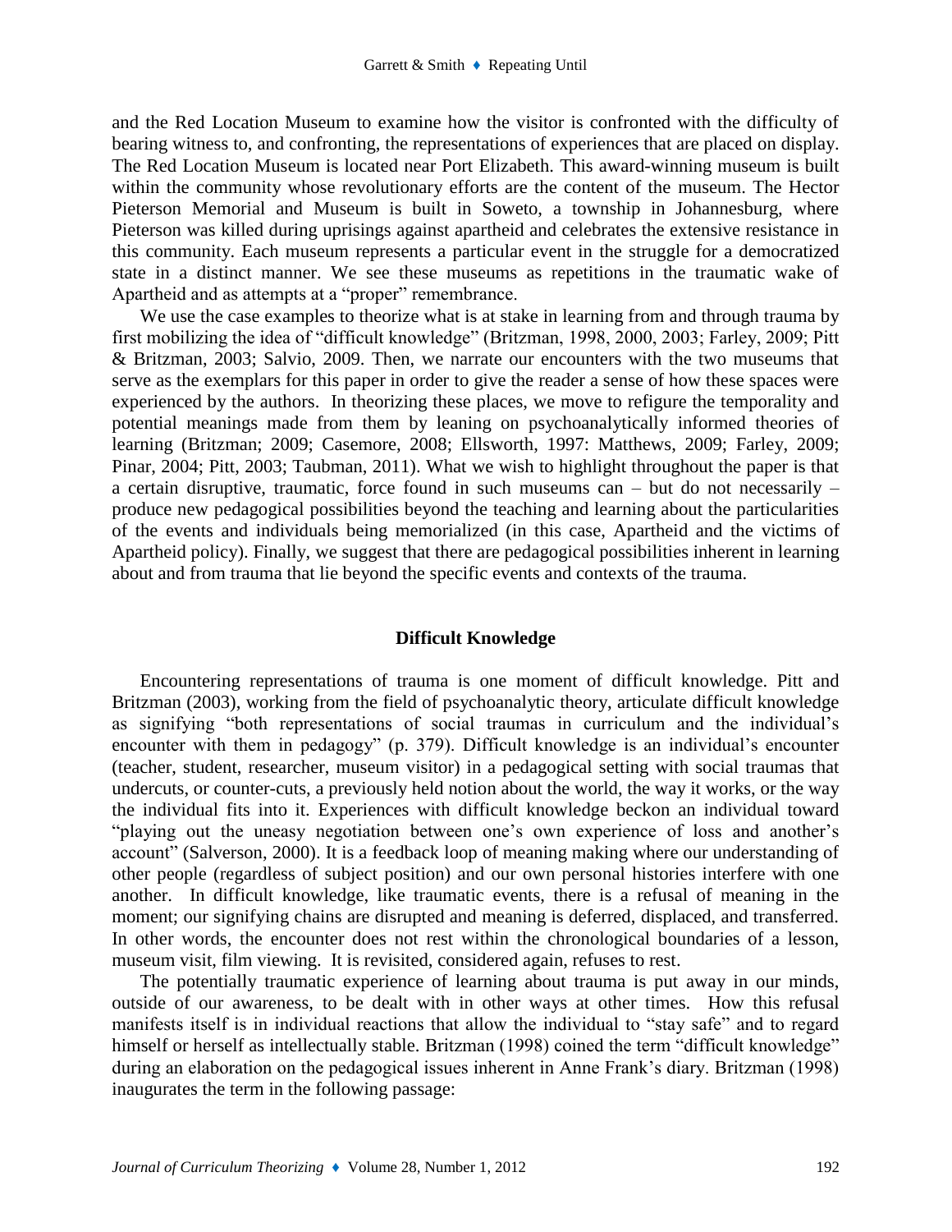and the Red Location Museum to examine how the visitor is confronted with the difficulty of bearing witness to, and confronting, the representations of experiences that are placed on display. The Red Location Museum is located near Port Elizabeth. This award-winning museum is built within the community whose revolutionary efforts are the content of the museum. The Hector Pieterson Memorial and Museum is built in Soweto, a township in Johannesburg, where Pieterson was killed during uprisings against apartheid and celebrates the extensive resistance in this community. Each museum represents a particular event in the struggle for a democratized state in a distinct manner. We see these museums as repetitions in the traumatic wake of Apartheid and as attempts at a "proper" remembrance.

We use the case examples to theorize what is at stake in learning from and through trauma by first mobilizing the idea of "difficult knowledge" (Britzman, 1998, 2000, 2003; Farley, 2009; Pitt & Britzman, 2003; Salvio, 2009. Then, we narrate our encounters with the two museums that serve as the exemplars for this paper in order to give the reader a sense of how these spaces were experienced by the authors. In theorizing these places, we move to refigure the temporality and potential meanings made from them by leaning on psychoanalytically informed theories of learning (Britzman; 2009; Casemore, 2008; Ellsworth, 1997: Matthews, 2009; Farley, 2009; Pinar, 2004; Pitt, 2003; Taubman, 2011). What we wish to highlight throughout the paper is that a certain disruptive, traumatic, force found in such museums can – but do not necessarily – produce new pedagogical possibilities beyond the teaching and learning about the particularities of the events and individuals being memorialized (in this case, Apartheid and the victims of Apartheid policy). Finally, we suggest that there are pedagogical possibilities inherent in learning about and from trauma that lie beyond the specific events and contexts of the trauma.

## Difficult Knowledge

Encountering representations of trauma is one moment of difficult knowledge. Pitt and Britzman (2003), working from the field of psychoanalytic theory, articulate difficult knowledge as signifying "both representations of social traumas in curriculum and the individual's encounter with them in pedagogy" (p. 379). Difficult knowledge is an individual's encounter (teacher, student, researcher, museum visitor) in a pedagogical setting with social traumas that undercuts, or counter-cuts, a previously held notion about the world, the way it works, or the way the individual fits into it. Experiences with difficult knowledge beckon an individual toward "playing out the uneasy negotiation between one's own experience of loss and another's account" (Salverson, 2000). It is a feedback loop of meaning making where our understanding of other people (regardless of subject position) and our own personal histories interfere with one another. In difficult knowledge, like traumatic events, there is a refusal of meaning in the moment; our signifying chains are disrupted and meaning is deferred, displaced, and transferred. In other words, the encounter does not rest within the chronological boundaries of a lesson, museum visit, film viewing. It is revisited, considered again, refuses to rest.

The potentially traumatic experience of learning about trauma is put away in our minds, outside of our awareness, to be dealt with in other ways at other times. How this refusal manifests itself is in individual reactions that allow the individual to "stay safe" and to regard himself or herself as intellectually stable. Britzman (1998) coined the term "difficult knowledge" during an elaboration on the pedagogical issues inherent in Anne Frank's diary. Britzman (1998) inaugurates the term in the following passage: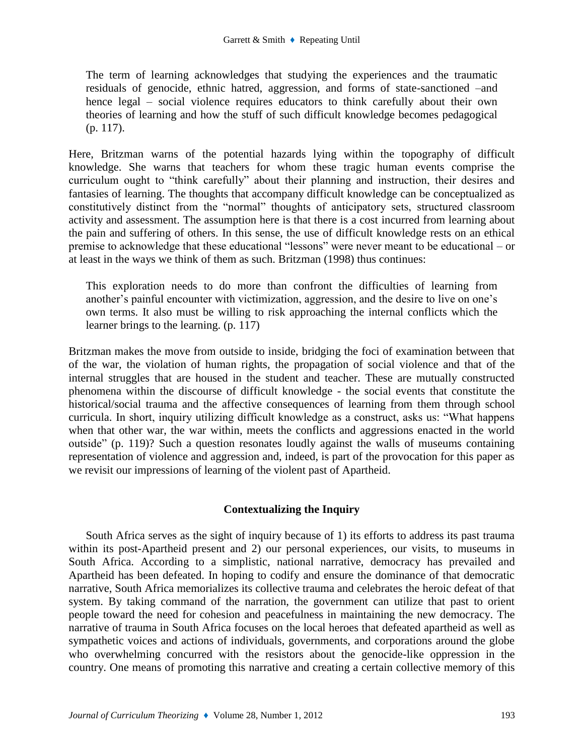> The term of learning acknowledges that studying the experiences and the traumatic residuals of genocide, ethnic hatred, aggression, and forms of state-sanctioned –and hence legal – social violence requires educators to think carefully about their own theories of learning and how the stuff of such difficult knowledge becomes pedagogical (p. 117).

Here, Britzman warns of the potential hazards lying within the topography of difficult knowledge. She warns that teachers for whom these tragic human events comprise the curriculum ought to "think carefully" about their planning and instruction, their desires and fantasies of learning. The thoughts that accompany difficult knowledge can be conceptualized as constitutively distinct from the "normal" thoughts of anticipatory sets, structured classroom activity and assessment. The assumption here is that there is a cost incurred from learning about the pain and suffering of others. In this sense, the use of difficult knowledge rests on an ethical premise to acknowledge that these educational "lessons" were never meant to be educational – or at least in the ways we think of them as such. Britzman (1998) thus continues:

> This exploration needs to do more than confront the difficulties of learning from another's painful encounter with victimization, aggression, and the desire to live on one's own terms. It also must be willing to risk approaching the internal conflicts which the learner brings to the learning. (p. 117)

Britzman makes the move from outside to inside, bridging the foci of examination between that of the war, the violation of human rights, the propagation of social violence and that of the internal struggles that are housed in the student and teacher. These are mutually constructed phenomena within the discourse of difficult knowledge - the social events that constitute the historical/social trauma and the affective consequences of learning from them through school curricula. In short, inquiry utilizing difficult knowledge as a construct, asks us: "What happens when that other war, the war within, meets the conflicts and aggressions enacted in the world outside" (p. 119)? Such a question resonates loudly against the walls of museums containing representation of violence and aggression and, indeed, is part of the provocation for this paper as we revisit our impressions of learning of the violent past of Apartheid.

## Contextualizing the Inquiry

South Africa serves as the sight of inquiry because of 1) its efforts to address its past trauma within its post-Apartheid present and 2) our personal experiences, our visits, to museums in South Africa. According to a simplistic, national narrative, democracy has prevailed and Apartheid has been defeated. In hoping to codify and ensure the dominance of that democratic narrative, South Africa memorializes its collective trauma and celebrates the heroic defeat of that system. By taking command of the narration, the government can utilize that past to orient people toward the need for cohesion and peacefulness in maintaining the new democracy. The narrative of trauma in South Africa focuses on the local heroes that defeated apartheid as well as sympathetic voices and actions of individuals, governments, and corporations around the globe who overwhelming concurred with the resistors about the genocide-like oppression in the country. One means of promoting this narrative and creating a certain collective memory of this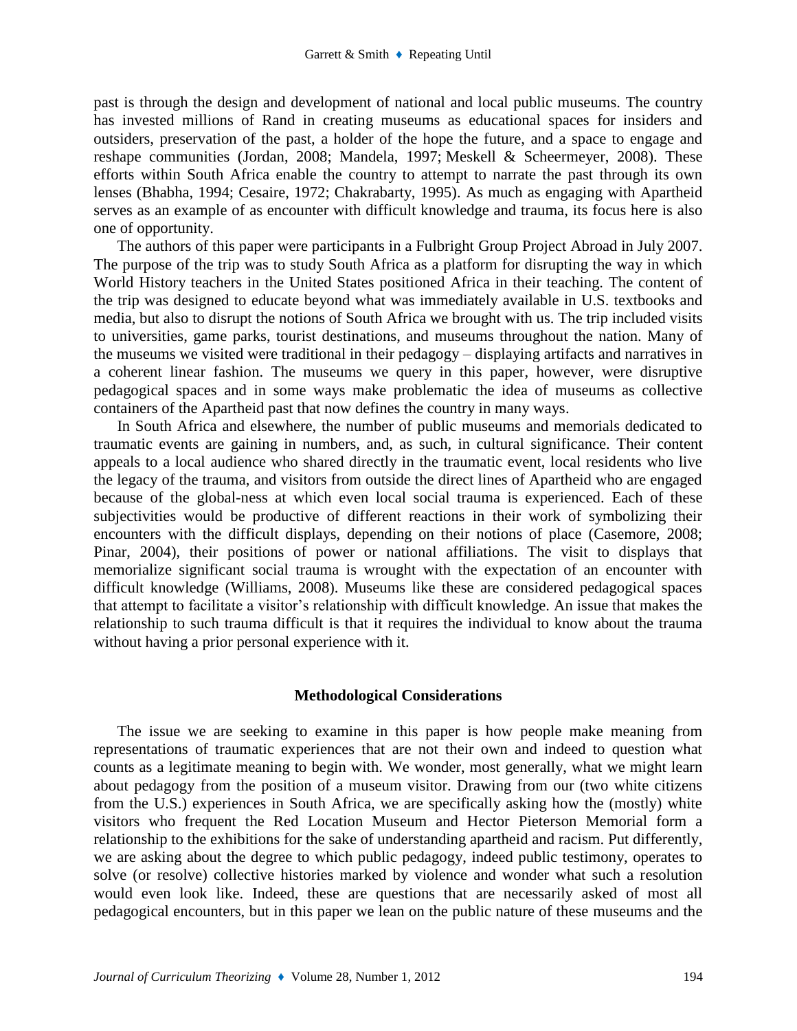past is through the design and development of national and local public museums. The country has invested millions of Rand in creating museums as educational spaces for insiders and outsiders, preservation of the past, a holder of the hope the future, and a space to engage and reshape communities (Jordan, 2008; Mandela, 1997; Meskell & Scheermeyer, 2008). These efforts within South Africa enable the country to attempt to narrate the past through its own lenses (Bhabha, 1994; Cesaire, 1972; Chakrabarty, 1995). As much as engaging with Apartheid serves as an example of as encounter with difficult knowledge and trauma, its focus here is also one of opportunity.

The authors of this paper were participants in a Fulbright Group Project Abroad in July 2007. The purpose of the trip was to study South Africa as a platform for disrupting the way in which World History teachers in the United States positioned Africa in their teaching. The content of the trip was designed to educate beyond what was immediately available in U.S. textbooks and media, but also to disrupt the notions of South Africa we brought with us. The trip included visits to universities, game parks, tourist destinations, and museums throughout the nation. Many of the museums we visited were traditional in their pedagogy – displaying artifacts and narratives in a coherent linear fashion. The museums we query in this paper, however, were disruptive pedagogical spaces and in some ways make problematic the idea of museums as collective containers of the Apartheid past that now defines the country in many ways.

In South Africa and elsewhere, the number of public museums and memorials dedicated to traumatic events are gaining in numbers, and, as such, in cultural significance. Their content appeals to a local audience who shared directly in the traumatic event, local residents who live the legacy of the trauma, and visitors from outside the direct lines of Apartheid who are engaged because of the global-ness at which even local social trauma is experienced. Each of these subjectivities would be productive of different reactions in their work of symbolizing their encounters with the difficult displays, depending on their notions of place (Casemore, 2008; Pinar, 2004), their positions of power or national affiliations. The visit to displays that memorialize significant social trauma is wrought with the expectation of an encounter with difficult knowledge (Williams, 2008). Museums like these are considered pedagogical spaces that attempt to facilitate a visitor's relationship with difficult knowledge. An issue that makes the relationship to such trauma difficult is that it requires the individual to know about the trauma without having a prior personal experience with it.

## Methodological Considerations

The issue we are seeking to examine in this paper is how people make meaning from representations of traumatic experiences that are not their own and indeed to question what counts as a legitimate meaning to begin with. We wonder, most generally, what we might learn about pedagogy from the position of a museum visitor. Drawing from our (two white citizens from the U.S.) experiences in South Africa, we are specifically asking how the (mostly) white visitors who frequent the Red Location Museum and Hector Pieterson Memorial form a relationship to the exhibitions for the sake of understanding apartheid and racism. Put differently, we are asking about the degree to which public pedagogy, indeed public testimony, operates to solve (or resolve) collective histories marked by violence and wonder what such a resolution would even look like. Indeed, these are questions that are necessarily asked of most all pedagogical encounters, but in this paper we lean on the public nature of these museums and the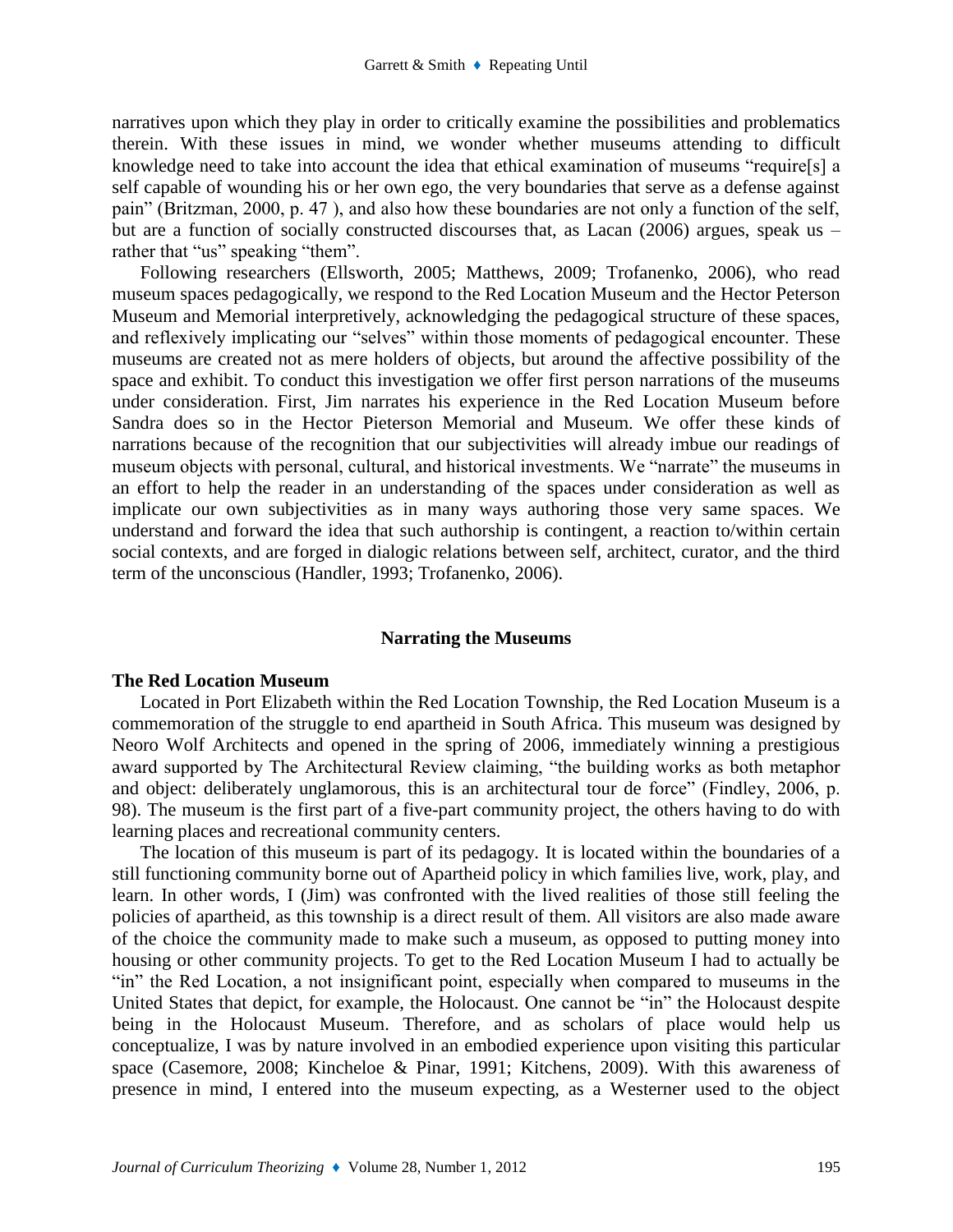narratives upon which they play in order to critically examine the possibilities and problematics therein. With these issues in mind, we wonder whether museums attending to difficult knowledge need to take into account the idea that ethical examination of museums "require[s] a self capable of wounding his or her own ego, the very boundaries that serve as a defense against pain" (Britzman, 2000, p. 47 ), and also how these boundaries are not only a function of the self, but are a function of socially constructed discourses that, as Lacan (2006) argues, speak us – rather that "us" speaking "them".

Following researchers (Ellsworth, 2005; Matthews, 2009; Trofanenko, 2006), who read museum spaces pedagogically, we respond to the Red Location Museum and the Hector Peterson Museum and Memorial interpretively, acknowledging the pedagogical structure of these spaces, and reflexively implicating our "selves" within those moments of pedagogical encounter. These museums are created not as mere holders of objects, but around the affective possibility of the space and exhibit. To conduct this investigation we offer first person narrations of the museums under consideration. First, Jim narrates his experience in the Red Location Museum before Sandra does so in the Hector Pieterson Memorial and Museum. We offer these kinds of narrations because of the recognition that our subjectivities will already imbue our readings of museum objects with personal, cultural, and historical investments. We "narrate" the museums in an effort to help the reader in an understanding of the spaces under consideration as well as implicate our own subjectivities as in many ways authoring those very same spaces. We understand and forward the idea that such authorship is contingent, a reaction to/within certain social contexts, and are forged in dialogic relations between self, architect, curator, and the third term of the unconscious (Handler, 1993; Trofanenko, 2006).

## Narrating the Museums

### The Red Location Museum

Located in Port Elizabeth within the Red Location Township, the Red Location Museum is a commemoration of the struggle to end apartheid in South Africa. This museum was designed by Neoro Wolf Architects and opened in the spring of 2006, immediately winning a prestigious award supported by The Architectural Review claiming, "the building works as both metaphor and object: deliberately unglamorous, this is an architectural tour de force" (Findley, 2006, p. 98). The museum is the first part of a five-part community project, the others having to do with learning places and recreational community centers.

The location of this museum is part of its pedagogy. It is located within the boundaries of a still functioning community borne out of Apartheid policy in which families live, work, play, and learn. In other words, I (Jim) was confronted with the lived realities of those still feeling the policies of apartheid, as this township is a direct result of them. All visitors are also made aware of the choice the community made to make such a museum, as opposed to putting money into housing or other community projects. To get to the Red Location Museum I had to actually be "in" the Red Location, a not insignificant point, especially when compared to museums in the United States that depict, for example, the Holocaust. One cannot be "in" the Holocaust despite being in the Holocaust Museum. Therefore, and as scholars of place would help us conceptualize, I was by nature involved in an embodied experience upon visiting this particular space (Casemore, 2008; Kincheloe & Pinar, 1991; Kitchens, 2009). With this awareness of presence in mind, I entered into the museum expecting, as a Westerner used to the object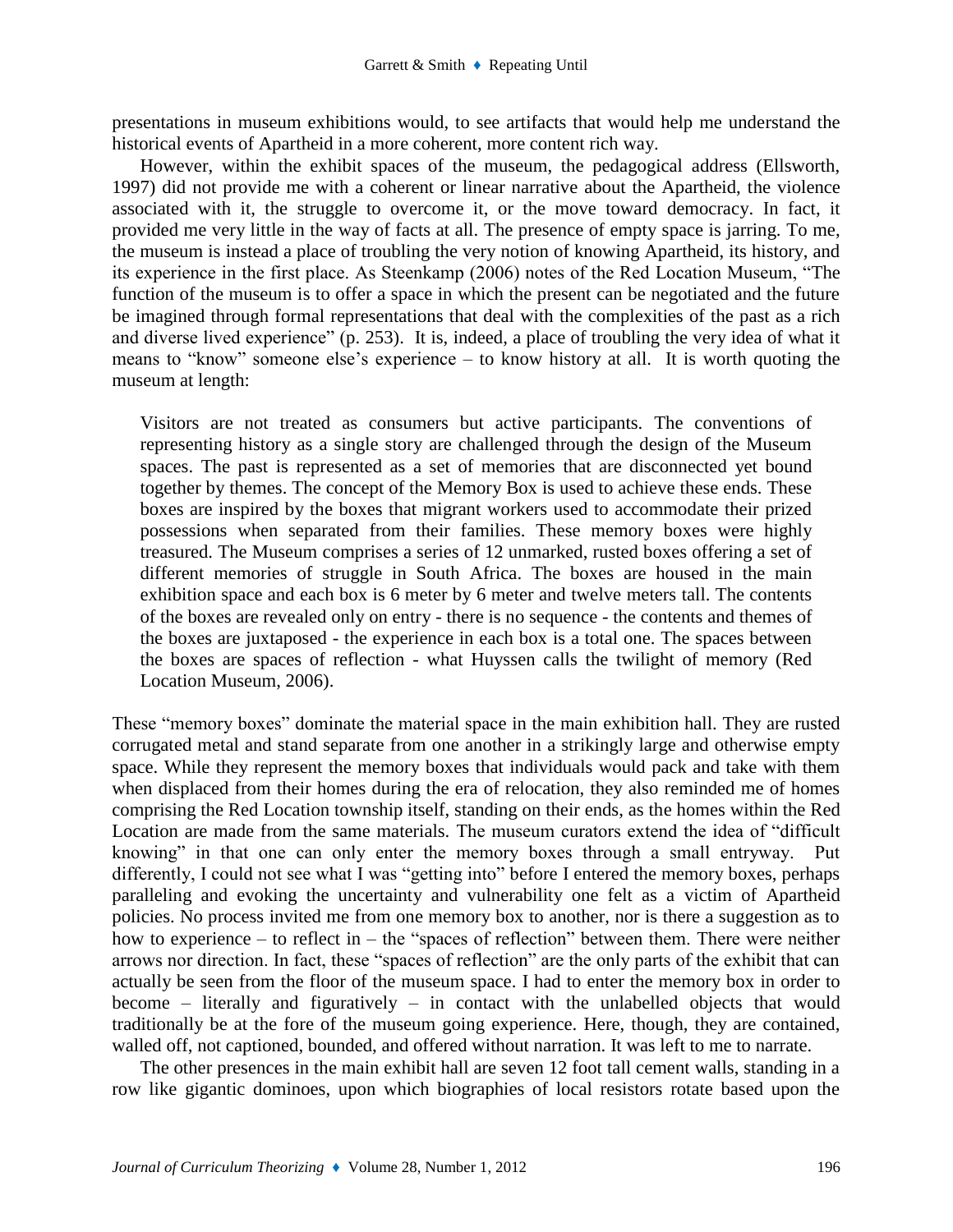presentations in museum exhibitions would, to see artifacts that would help me understand the historical events of Apartheid in a more coherent, more content rich way.

However, within the exhibit spaces of the museum, the pedagogical address (Ellsworth, 1997) did not provide me with a coherent or linear narrative about the Apartheid, the violence associated with it, the struggle to overcome it, or the move toward democracy. In fact, it provided me very little in the way of facts at all. The presence of empty space is jarring. To me, the museum is instead a place of troubling the very notion of knowing Apartheid, its history, and its experience in the first place. As Steenkamp (2006) notes of the Red Location Museum, "The function of the museum is to offer a space in which the present can be negotiated and the future be imagined through formal representations that deal with the complexities of the past as a rich and diverse lived experience" (p. 253). It is, indeed, a place of troubling the very idea of what it means to "know" someone else's experience – to know history at all. It is worth quoting the museum at length:

> Visitors are not treated as consumers but active participants. The conventions of representing history as a single story are challenged through the design of the Museum spaces. The past is represented as a set of memories that are disconnected yet bound together by themes. The concept of the Memory Box is used to achieve these ends. These boxes are inspired by the boxes that migrant workers used to accommodate their prized possessions when separated from their families. These memory boxes were highly treasured. The Museum comprises a series of 12 unmarked, rusted boxes offering a set of different memories of struggle in South Africa. The boxes are housed in the main exhibition space and each box is 6 meter by 6 meter and twelve meters tall. The contents of the boxes are revealed only on entry - there is no sequence - the contents and themes of the boxes are juxtaposed - the experience in each box is a total one. The spaces between the boxes are spaces of reflection - what Huyssen calls the twilight of memory (Red Location Museum, 2006).

These "memory boxes" dominate the material space in the main exhibition hall. They are rusted corrugated metal and stand separate from one another in a strikingly large and otherwise empty space. While they represent the memory boxes that individuals would pack and take with them when displaced from their homes during the era of relocation, they also reminded me of homes comprising the Red Location township itself, standing on their ends, as the homes within the Red Location are made from the same materials. The museum curators extend the idea of "difficult knowing" in that one can only enter the memory boxes through a small entryway. Put differently, I could not see what I was "getting into" before I entered the memory boxes, perhaps paralleling and evoking the uncertainty and vulnerability one felt as a victim of Apartheid policies. No process invited me from one memory box to another, nor is there a suggestion as to how to experience – to reflect in – the "spaces of reflection" between them. There were neither arrows nor direction. In fact, these "spaces of reflection" are the only parts of the exhibit that can actually be seen from the floor of the museum space. I had to enter the memory box in order to become – literally and figuratively – in contact with the unlabelled objects that would traditionally be at the fore of the museum going experience. Here, though, they are contained, walled off, not captioned, bounded, and offered without narration. It was left to me to narrate.

The other presences in the main exhibit hall are seven 12 foot tall cement walls, standing in a row like gigantic dominoes, upon which biographies of local resistors rotate based upon the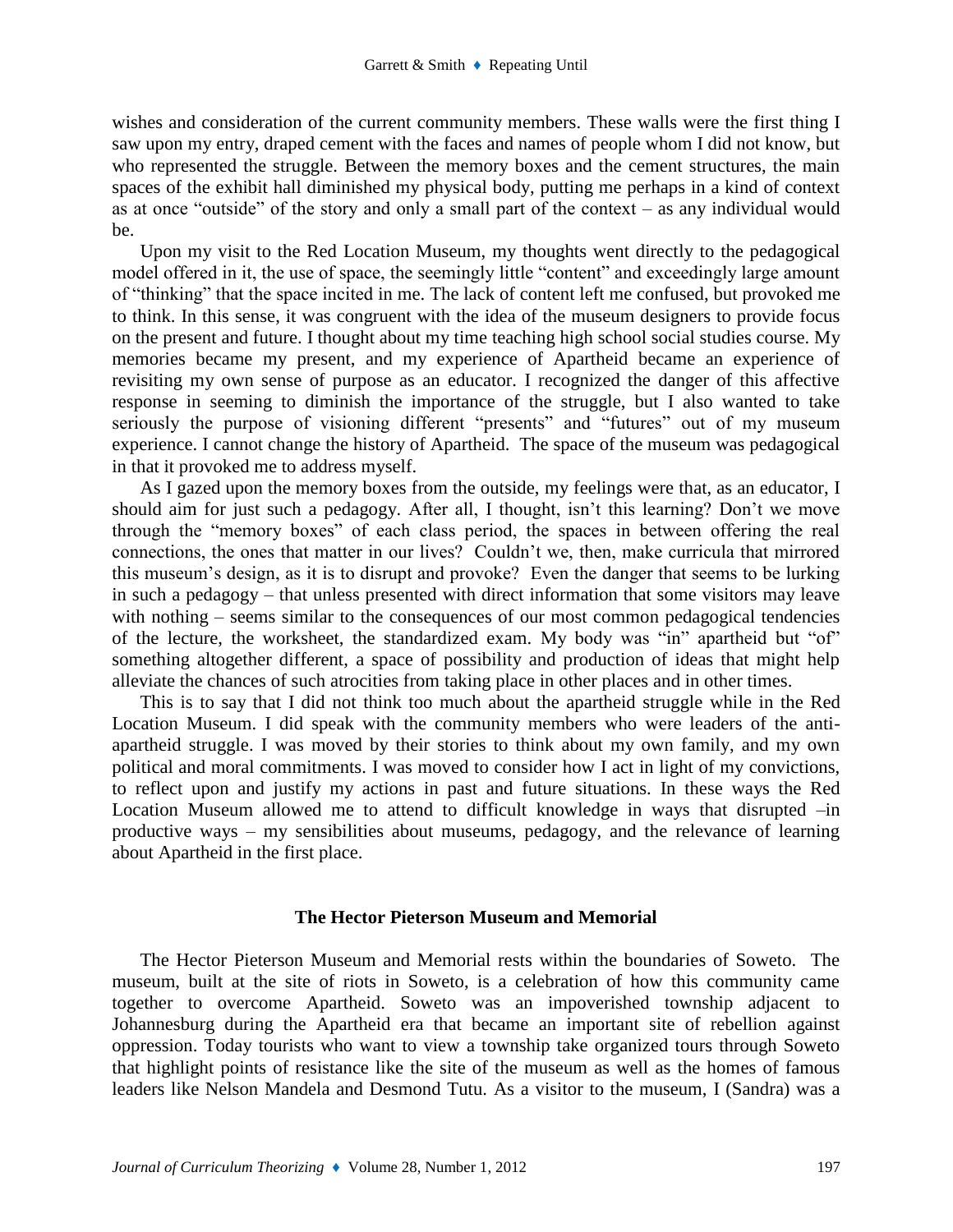wishes and consideration of the current community members. These walls were the first thing I saw upon my entry, draped cement with the faces and names of people whom I did not know, but who represented the struggle. Between the memory boxes and the cement structures, the main spaces of the exhibit hall diminished my physical body, putting me perhaps in a kind of context as at once "outside" of the story and only a small part of the context – as any individual would be.

Upon my visit to the Red Location Museum, my thoughts went directly to the pedagogical model offered in it, the use of space, the seemingly little "content" and exceedingly large amount of "thinking" that the space incited in me. The lack of content left me confused, but provoked me to think. In this sense, it was congruent with the idea of the museum designers to provide focus on the present and future. I thought about my time teaching high school social studies course. My memories became my present, and my experience of Apartheid became an experience of revisiting my own sense of purpose as an educator. I recognized the danger of this affective response in seeming to diminish the importance of the struggle, but I also wanted to take seriously the purpose of visioning different "presents" and "futures" out of my museum experience. I cannot change the history of Apartheid. The space of the museum was pedagogical in that it provoked me to address myself.

As I gazed upon the memory boxes from the outside, my feelings were that, as an educator, I should aim for just such a pedagogy. After all, I thought, isn't this learning? Don't we move through the "memory boxes" of each class period, the spaces in between offering the real connections, the ones that matter in our lives? Couldn't we, then, make curricula that mirrored this museum's design, as it is to disrupt and provoke? Even the danger that seems to be lurking in such a pedagogy – that unless presented with direct information that some visitors may leave with nothing – seems similar to the consequences of our most common pedagogical tendencies of the lecture, the worksheet, the standardized exam. My body was "in" apartheid but "of" something altogether different, a space of possibility and production of ideas that might help alleviate the chances of such atrocities from taking place in other places and in other times.

This is to say that I did not think too much about the apartheid struggle while in the Red Location Museum. I did speak with the community members who were leaders of the anti-apartheid struggle. I was moved by their stories to think about my own family, and my own political and moral commitments. I was moved to consider how I act in light of my convictions, to reflect upon and justify my actions in past and future situations. In these ways the Red Location Museum allowed me to attend to difficult knowledge in ways that disrupted –in productive ways – my sensibilities about museums, pedagogy, and the relevance of learning about Apartheid in the first place.

## The Hector Pieterson Museum and Memorial

The Hector Pieterson Museum and Memorial rests within the boundaries of Soweto. The museum, built at the site of riots in Soweto, is a celebration of how this community came together to overcome Apartheid. Soweto was an impoverished township adjacent to Johannesburg during the Apartheid era that became an important site of rebellion against oppression. Today tourists who want to view a township take organized tours through Soweto that highlight points of resistance like the site of the museum as well as the homes of famous leaders like Nelson Mandela and Desmond Tutu. As a visitor to the museum, I (Sandra) was a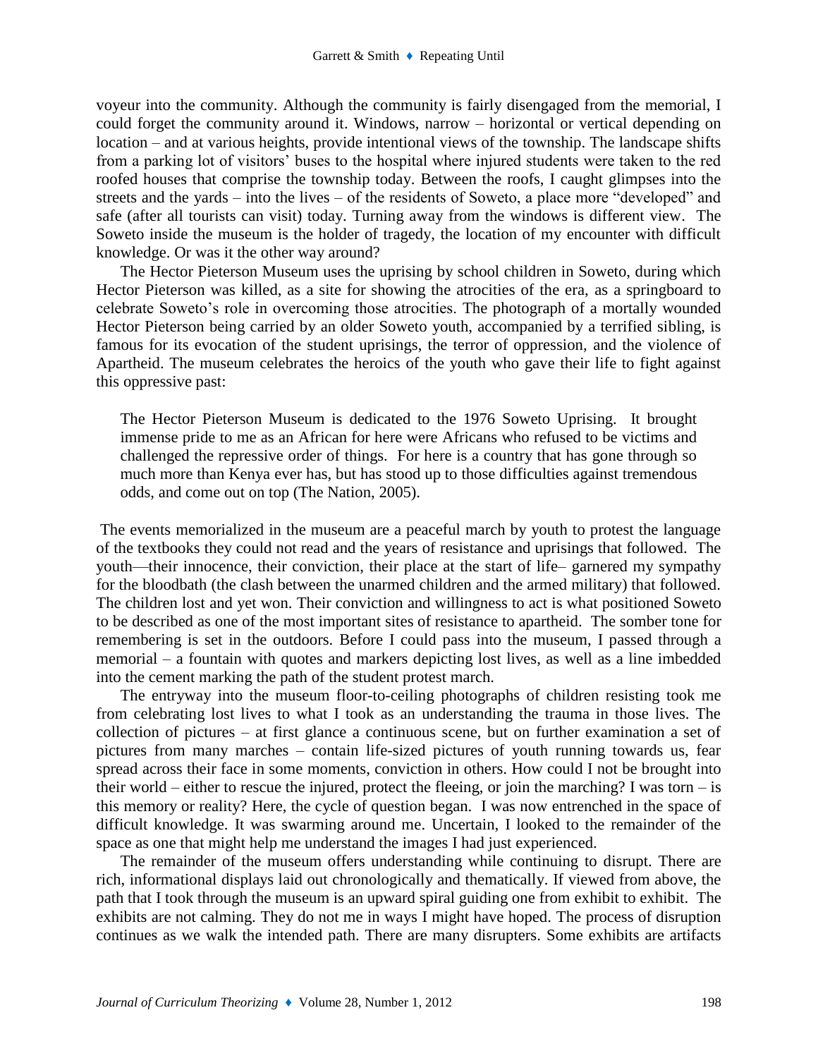voyeur into the community. Although the community is fairly disengaged from the memorial, I could forget the community around it. Windows, narrow – horizontal or vertical depending on location – and at various heights, provide intentional views of the township. The landscape shifts from a parking lot of visitors' buses to the hospital where injured students were taken to the red roofed houses that comprise the township today. Between the roofs, I caught glimpses into the streets and the yards – into the lives – of the residents of Soweto, a place more "developed" and safe (after all tourists can visit) today. Turning away from the windows is different view. The Soweto inside the museum is the holder of tragedy, the location of my encounter with difficult knowledge. Or was it the other way around?

The Hector Pieterson Museum uses the uprising by school children in Soweto, during which Hector Pieterson was killed, as a site for showing the atrocities of the era, as a springboard to celebrate Soweto's role in overcoming those atrocities. The photograph of a mortally wounded Hector Pieterson being carried by an older Soweto youth, accompanied by a terrified sibling, is famous for its evocation of the student uprisings, the terror of oppression, and the violence of Apartheid. The museum celebrates the heroics of the youth who gave their life to fight against this oppressive past:

> The Hector Pieterson Museum is dedicated to the 1976 Soweto Uprising. It brought immense pride to me as an African for here were Africans who refused to be victims and challenged the repressive order of things. For here is a country that has gone through so much more than Kenya ever has, but has stood up to those difficulties against tremendous odds, and come out on top (The Nation, 2005).

The events memorialized in the museum are a peaceful march by youth to protest the language of the textbooks they could not read and the years of resistance and uprisings that followed. The youth—their innocence, their conviction, their place at the start of life– garnered my sympathy for the bloodbath (the clash between the unarmed children and the armed military) that followed. The children lost and yet won. Their conviction and willingness to act is what positioned Soweto to be described as one of the most important sites of resistance to apartheid. The somber tone for remembering is set in the outdoors. Before I could pass into the museum, I passed through a memorial – a fountain with quotes and markers depicting lost lives, as well as a line imbedded into the cement marking the path of the student protest march.

The entryway into the museum floor-to-ceiling photographs of children resisting took me from celebrating lost lives to what I took as an understanding the trauma in those lives. The collection of pictures – at first glance a continuous scene, but on further examination a set of pictures from many marches – contain life-sized pictures of youth running towards us, fear spread across their face in some moments, conviction in others. How could I not be brought into their world – either to rescue the injured, protect the fleeing, or join the marching? I was torn – is this memory or reality? Here, the cycle of question began. I was now entrenched in the space of difficult knowledge. It was swarming around me. Uncertain, I looked to the remainder of the space as one that might help me understand the images I had just experienced.

The remainder of the museum offers understanding while continuing to disrupt. There are rich, informational displays laid out chronologically and thematically. If viewed from above, the path that I took through the museum is an upward spiral guiding one from exhibit to exhibit. The exhibits are not calming. They do not me in ways I might have hoped. The process of disruption continues as we walk the intended path. There are many disrupters. Some exhibits are artifacts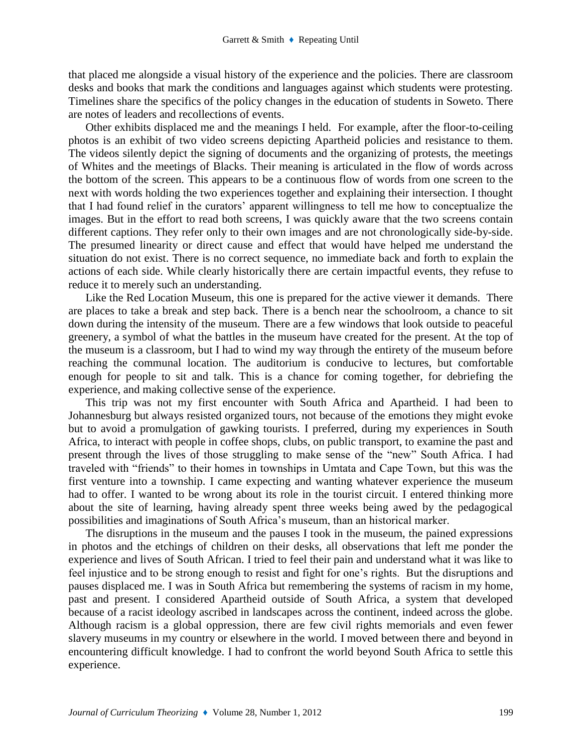that placed me alongside a visual history of the experience and the policies. There are classroom desks and books that mark the conditions and languages against which students were protesting. Timelines share the specifics of the policy changes in the education of students in Soweto. There are notes of leaders and recollections of events.

Other exhibits displaced me and the meanings I held. For example, after the floor-to-ceiling photos is an exhibit of two video screens depicting Apartheid policies and resistance to them. The videos silently depict the signing of documents and the organizing of protests, the meetings of Whites and the meetings of Blacks. Their meaning is articulated in the flow of words across the bottom of the screen. This appears to be a continuous flow of words from one screen to the next with words holding the two experiences together and explaining their intersection. I thought that I had found relief in the curators' apparent willingness to tell me how to conceptualize the images. But in the effort to read both screens, I was quickly aware that the two screens contain different captions. They refer only to their own images and are not chronologically side-by-side. The presumed linearity or direct cause and effect that would have helped me understand the situation do not exist. There is no correct sequence, no immediate back and forth to explain the actions of each side. While clearly historically there are certain impactful events, they refuse to reduce it to merely such an understanding.

Like the Red Location Museum, this one is prepared for the active viewer it demands. There are places to take a break and step back. There is a bench near the schoolroom, a chance to sit down during the intensity of the museum. There are a few windows that look outside to peaceful greenery, a symbol of what the battles in the museum have created for the present. At the top of the museum is a classroom, but I had to wind my way through the entirety of the museum before reaching the communal location. The auditorium is conducive to lectures, but comfortable enough for people to sit and talk. This is a chance for coming together, for debriefing the experience, and making collective sense of the experience.

This trip was not my first encounter with South Africa and Apartheid. I had been to Johannesburg but always resisted organized tours, not because of the emotions they might evoke but to avoid a promulgation of gawking tourists. I preferred, during my experiences in South Africa, to interact with people in coffee shops, clubs, on public transport, to examine the past and present through the lives of those struggling to make sense of the "new" South Africa. I had traveled with "friends" to their homes in townships in Umtata and Cape Town, but this was the first venture into a township. I came expecting and wanting whatever experience the museum had to offer. I wanted to be wrong about its role in the tourist circuit. I entered thinking more about the site of learning, having already spent three weeks being awed by the pedagogical possibilities and imaginations of South Africa's museum, than an historical marker.

The disruptions in the museum and the pauses I took in the museum, the pained expressions in photos and the etchings of children on their desks, all observations that left me ponder the experience and lives of South African. I tried to feel their pain and understand what it was like to feel injustice and to be strong enough to resist and fight for one's rights. But the disruptions and pauses displaced me. I was in South Africa but remembering the systems of racism in my home, past and present. I considered Apartheid outside of South Africa, a system that developed because of a racist ideology ascribed in landscapes across the continent, indeed across the globe. Although racism is a global oppression, there are few civil rights memorials and even fewer slavery museums in my country or elsewhere in the world. I moved between there and beyond in encountering difficult knowledge. I had to confront the world beyond South Africa to settle this experience.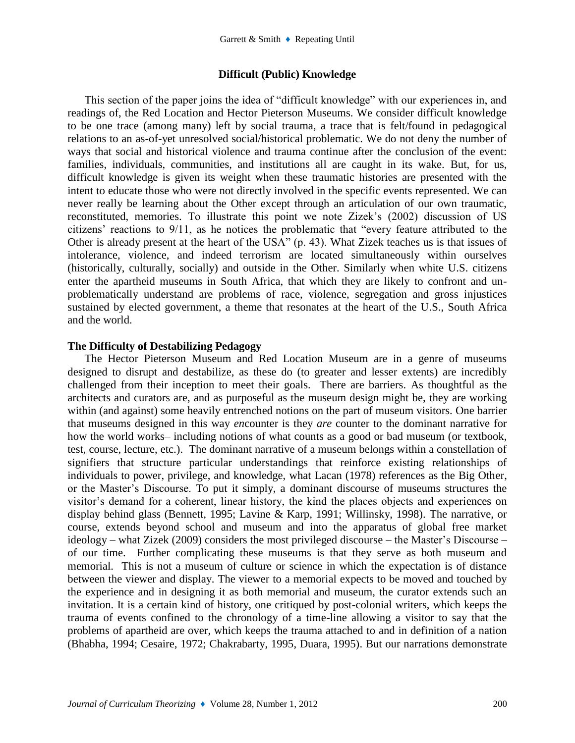## Difficult (Public) Knowledge

This section of the paper joins the idea of "difficult knowledge" with our experiences in, and readings of, the Red Location and Hector Pieterson Museums. We consider difficult knowledge to be one trace (among many) left by social trauma, a trace that is felt/found in pedagogical relations to an as-of-yet unresolved social/historical problematic. We do not deny the number of ways that social and historical violence and trauma continue after the conclusion of the event: families, individuals, communities, and institutions all are caught in its wake. But, for us, difficult knowledge is given its weight when these traumatic histories are presented with the intent to educate those who were not directly involved in the specific events represented. We can never really be learning about the Other except through an articulation of our own traumatic, reconstituted, memories. To illustrate this point we note Zizek's (2002) discussion of US citizens' reactions to 9/11, as he notices the problematic that "every feature attributed to the Other is already present at the heart of the USA" (p. 43). What Zizek teaches us is that issues of intolerance, violence, and indeed terrorism are located simultaneously within ourselves (historically, culturally, socially) and outside in the Other. Similarly when white U.S. citizens enter the apartheid museums in South Africa, that which they are likely to confront and un-problematically understand are problems of race, violence, segregation and gross injustices sustained by elected government, a theme that resonates at the heart of the U.S., South Africa and the world.

### The Difficulty of Destabilizing Pedagogy

The Hector Pieterson Museum and Red Location Museum are in a genre of museums designed to disrupt and destabilize, as these do (to greater and lesser extents) are incredibly challenged from their inception to meet their goals. There are barriers. As thoughtful as the architects and curators are, and as purposeful as the museum design might be, they are working within (and against) some heavily entrenched notions on the part of museum visitors. One barrier that museums designed in this way *en*counter is they *are* counter to the dominant narrative for how the world works– including notions of what counts as a good or bad museum (or textbook, test, course, lecture, etc.). The dominant narrative of a museum belongs within a constellation of signifiers that structure particular understandings that reinforce existing relationships of individuals to power, privilege, and knowledge, what Lacan (1978) references as the Big Other, or the Master's Discourse. To put it simply, a dominant discourse of museums structures the visitor's demand for a coherent, linear history, the kind the places objects and experiences on display behind glass (Bennett, 1995; Lavine & Karp, 1991; Willinsky, 1998). The narrative, or course, extends beyond school and museum and into the apparatus of global free market ideology – what Zizek (2009) considers the most privileged discourse – the Master's Discourse – of our time. Further complicating these museums is that they serve as both museum and memorial. This is not a museum of culture or science in which the expectation is of distance between the viewer and display. The viewer to a memorial expects to be moved and touched by the experience and in designing it as both memorial and museum, the curator extends such an invitation. It is a certain kind of history, one critiqued by post-colonial writers, which keeps the trauma of events confined to the chronology of a time-line allowing a visitor to say that the problems of apartheid are over, which keeps the trauma attached to and in definition of a nation (Bhabha, 1994; Cesaire, 1972; Chakrabarty, 1995, Duara, 1995). But our narrations demonstrate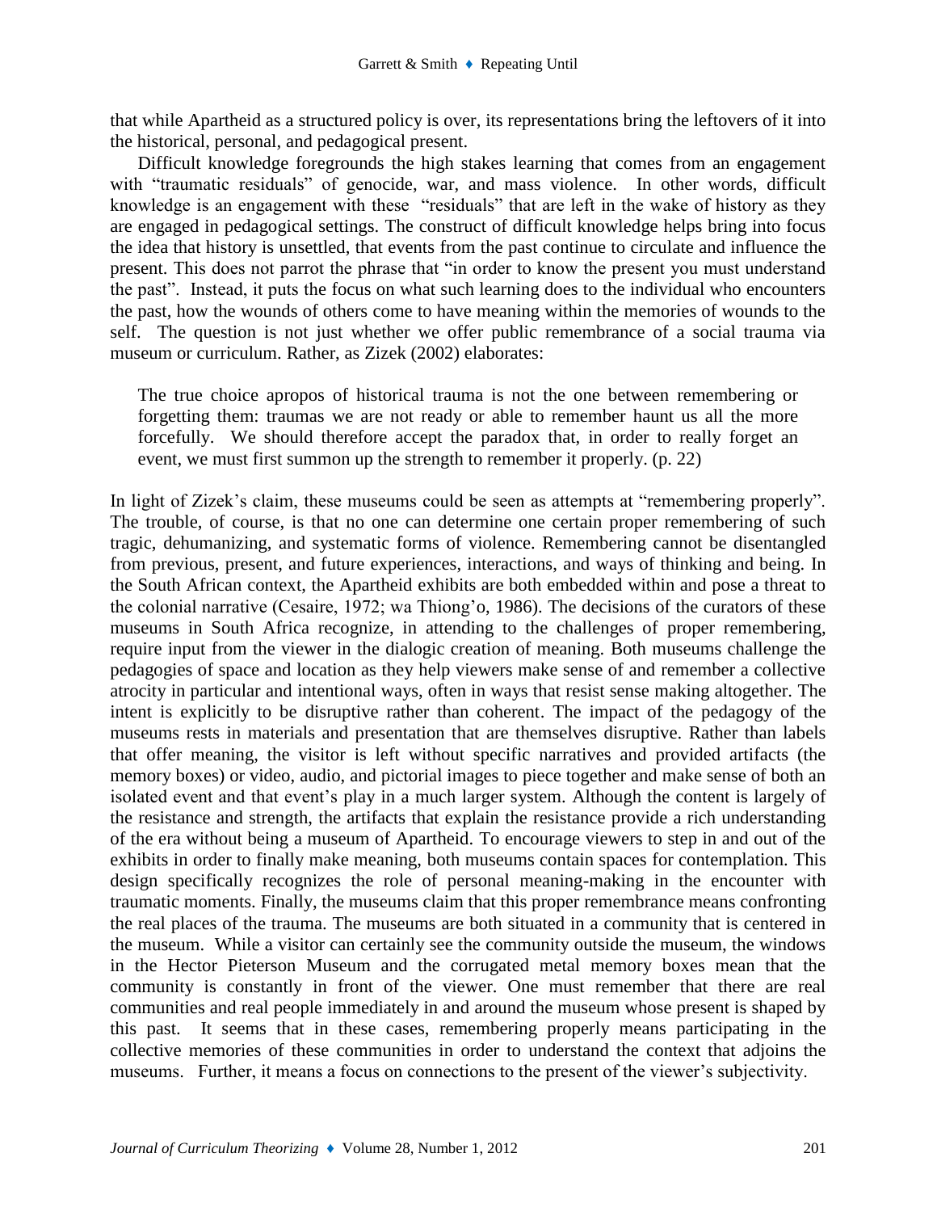that while Apartheid as a structured policy is over, its representations bring the leftovers of it into the historical, personal, and pedagogical present.

Difficult knowledge foregrounds the high stakes learning that comes from an engagement with "traumatic residuals" of genocide, war, and mass violence. In other words, difficult knowledge is an engagement with these "residuals" that are left in the wake of history as they are engaged in pedagogical settings. The construct of difficult knowledge helps bring into focus the idea that history is unsettled, that events from the past continue to circulate and influence the present. This does not parrot the phrase that "in order to know the present you must understand the past". Instead, it puts the focus on what such learning does to the individual who encounters the past, how the wounds of others come to have meaning within the memories of wounds to the self. The question is not just whether we offer public remembrance of a social trauma via museum or curriculum. Rather, as Zizek (2002) elaborates:

> The true choice apropos of historical trauma is not the one between remembering or forgetting them: traumas we are not ready or able to remember haunt us all the more forcefully. We should therefore accept the paradox that, in order to really forget an event, we must first summon up the strength to remember it properly. (p. 22)

In light of Zizek's claim, these museums could be seen as attempts at "remembering properly". The trouble, of course, is that no one can determine one certain proper remembering of such tragic, dehumanizing, and systematic forms of violence. Remembering cannot be disentangled from previous, present, and future experiences, interactions, and ways of thinking and being. In the South African context, the Apartheid exhibits are both embedded within and pose a threat to the colonial narrative (Cesaire, 1972; wa Thiong'o, 1986). The decisions of the curators of these museums in South Africa recognize, in attending to the challenges of proper remembering, require input from the viewer in the dialogic creation of meaning. Both museums challenge the pedagogies of space and location as they help viewers make sense of and remember a collective atrocity in particular and intentional ways, often in ways that resist sense making altogether. The intent is explicitly to be disruptive rather than coherent. The impact of the pedagogy of the museums rests in materials and presentation that are themselves disruptive. Rather than labels that offer meaning, the visitor is left without specific narratives and provided artifacts (the memory boxes) or video, audio, and pictorial images to piece together and make sense of both an isolated event and that event's play in a much larger system. Although the content is largely of the resistance and strength, the artifacts that explain the resistance provide a rich understanding of the era without being a museum of Apartheid. To encourage viewers to step in and out of the exhibits in order to finally make meaning, both museums contain spaces for contemplation. This design specifically recognizes the role of personal meaning-making in the encounter with traumatic moments. Finally, the museums claim that this proper remembrance means confronting the real places of the trauma. The museums are both situated in a community that is centered in the museum. While a visitor can certainly see the community outside the museum, the windows in the Hector Pieterson Museum and the corrugated metal memory boxes mean that the community is constantly in front of the viewer. One must remember that there are real communities and real people immediately in and around the museum whose present is shaped by this past. It seems that in these cases, remembering properly means participating in the collective memories of these communities in order to understand the context that adjoins the museums. Further, it means a focus on connections to the present of the viewer's subjectivity.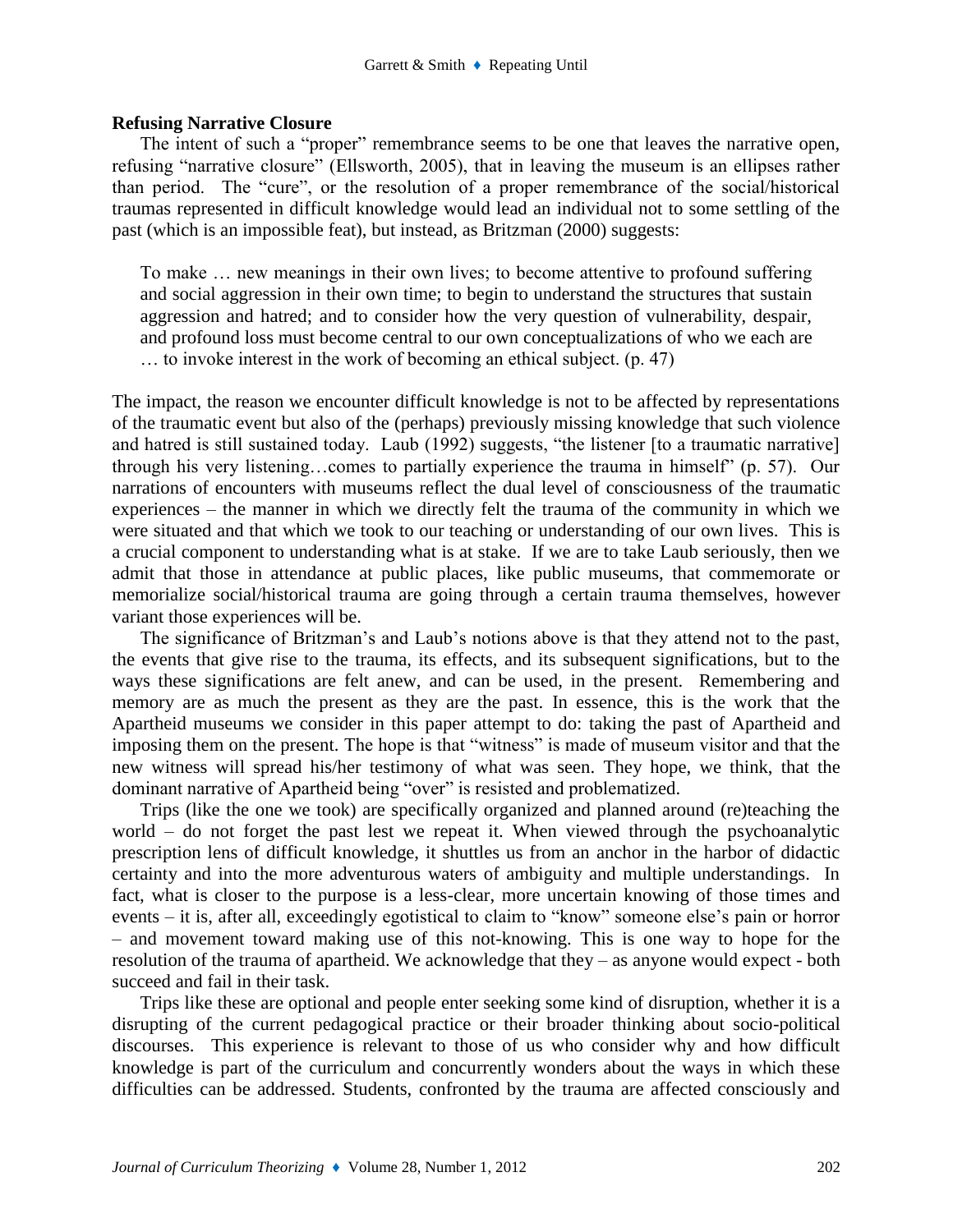**Refusing Narrative Closure**

The intent of such a "proper" remembrance seems to be one that leaves the narrative open, refusing "narrative closure" (Ellsworth, 2005), that in leaving the museum is an ellipses rather than period. The "cure", or the resolution of a proper remembrance of the social/historical traumas represented in difficult knowledge would lead an individual not to some settling of the past (which is an impossible feat), but instead, as Britzman (2000) suggests:

> To make … new meanings in their own lives; to become attentive to profound suffering and social aggression in their own time; to begin to understand the structures that sustain aggression and hatred; and to consider how the very question of vulnerability, despair, and profound loss must become central to our own conceptualizations of who we each are … to invoke interest in the work of becoming an ethical subject. (p. 47)

The impact, the reason we encounter difficult knowledge is not to be affected by representations of the traumatic event but also of the (perhaps) previously missing knowledge that such violence and hatred is still sustained today. Laub (1992) suggests, "the listener [to a traumatic narrative] through his very listening…comes to partially experience the trauma in himself" (p. 57). Our narrations of encounters with museums reflect the dual level of consciousness of the traumatic experiences – the manner in which we directly felt the trauma of the community in which we were situated and that which we took to our teaching or understanding of our own lives. This is a crucial component to understanding what is at stake. If we are to take Laub seriously, then we admit that those in attendance at public places, like public museums, that commemorate or memorialize social/historical trauma are going through a certain trauma themselves, however variant those experiences will be.

The significance of Britzman's and Laub's notions above is that they attend not to the past, the events that give rise to the trauma, its effects, and its subsequent significations, but to the ways these significations are felt anew, and can be used, in the present. Remembering and memory are as much the present as they are the past. In essence, this is the work that the Apartheid museums we consider in this paper attempt to do: taking the past of Apartheid and imposing them on the present. The hope is that "witness" is made of museum visitor and that the new witness will spread his/her testimony of what was seen. They hope, we think, that the dominant narrative of Apartheid being "over" is resisted and problematized.

Trips (like the one we took) are specifically organized and planned around (re)teaching the world – do not forget the past lest we repeat it. When viewed through the psychoanalytic prescription lens of difficult knowledge, it shuttles us from an anchor in the harbor of didactic certainty and into the more adventurous waters of ambiguity and multiple understandings. In fact, what is closer to the purpose is a less-clear, more uncertain knowing of those times and events – it is, after all, exceedingly egotistical to claim to "know" someone else's pain or horror – and movement toward making use of this not-knowing. This is one way to hope for the resolution of the trauma of apartheid. We acknowledge that they – as anyone would expect - both succeed and fail in their task.

Trips like these are optional and people enter seeking some kind of disruption, whether it is a disrupting of the current pedagogical practice or their broader thinking about socio-political discourses. This experience is relevant to those of us who consider why and how difficult knowledge is part of the curriculum and concurrently wonders about the ways in which these difficulties can be addressed. Students, confronted by the trauma are affected consciously and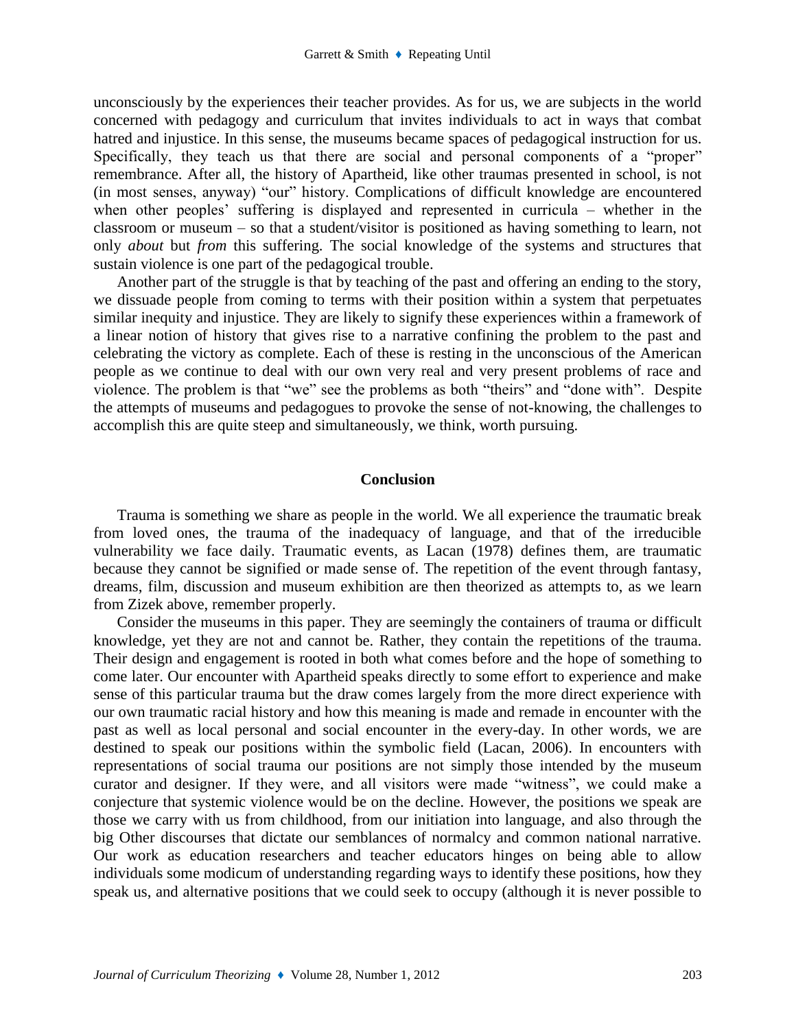unconsciously by the experiences their teacher provides. As for us, we are subjects in the world concerned with pedagogy and curriculum that invites individuals to act in ways that combat hatred and injustice. In this sense, the museums became spaces of pedagogical instruction for us. Specifically, they teach us that there are social and personal components of a "proper" remembrance. After all, the history of Apartheid, like other traumas presented in school, is not (in most senses, anyway) "our" history. Complications of difficult knowledge are encountered when other peoples' suffering is displayed and represented in curricula – whether in the classroom or museum – so that a student/visitor is positioned as having something to learn, not only *about* but *from* this suffering. The social knowledge of the systems and structures that sustain violence is one part of the pedagogical trouble.

Another part of the struggle is that by teaching of the past and offering an ending to the story, we dissuade people from coming to terms with their position within a system that perpetuates similar inequity and injustice. They are likely to signify these experiences within a framework of a linear notion of history that gives rise to a narrative confining the problem to the past and celebrating the victory as complete. Each of these is resting in the unconscious of the American people as we continue to deal with our own very real and very present problems of race and violence. The problem is that "we" see the problems as both "theirs" and "done with". Despite the attempts of museums and pedagogues to provoke the sense of not-knowing, the challenges to accomplish this are quite steep and simultaneously, we think, worth pursuing.

## Conclusion

Trauma is something we share as people in the world. We all experience the traumatic break from loved ones, the trauma of the inadequacy of language, and that of the irreducible vulnerability we face daily. Traumatic events, as Lacan (1978) defines them, are traumatic because they cannot be signified or made sense of. The repetition of the event through fantasy, dreams, film, discussion and museum exhibition are then theorized as attempts to, as we learn from Zizek above, remember properly.

Consider the museums in this paper. They are seemingly the containers of trauma or difficult knowledge, yet they are not and cannot be. Rather, they contain the repetitions of the trauma. Their design and engagement is rooted in both what comes before and the hope of something to come later. Our encounter with Apartheid speaks directly to some effort to experience and make sense of this particular trauma but the draw comes largely from the more direct experience with our own traumatic racial history and how this meaning is made and remade in encounter with the past as well as local personal and social encounter in the every-day. In other words, we are destined to speak our positions within the symbolic field (Lacan, 2006). In encounters with representations of social trauma our positions are not simply those intended by the museum curator and designer. If they were, and all visitors were made "witness", we could make a conjecture that systemic violence would be on the decline. However, the positions we speak are those we carry with us from childhood, from our initiation into language, and also through the big Other discourses that dictate our semblances of normalcy and common national narrative. Our work as education researchers and teacher educators hinges on being able to allow individuals some modicum of understanding regarding ways to identify these positions, how they speak us, and alternative positions that we could seek to occupy (although it is never possible to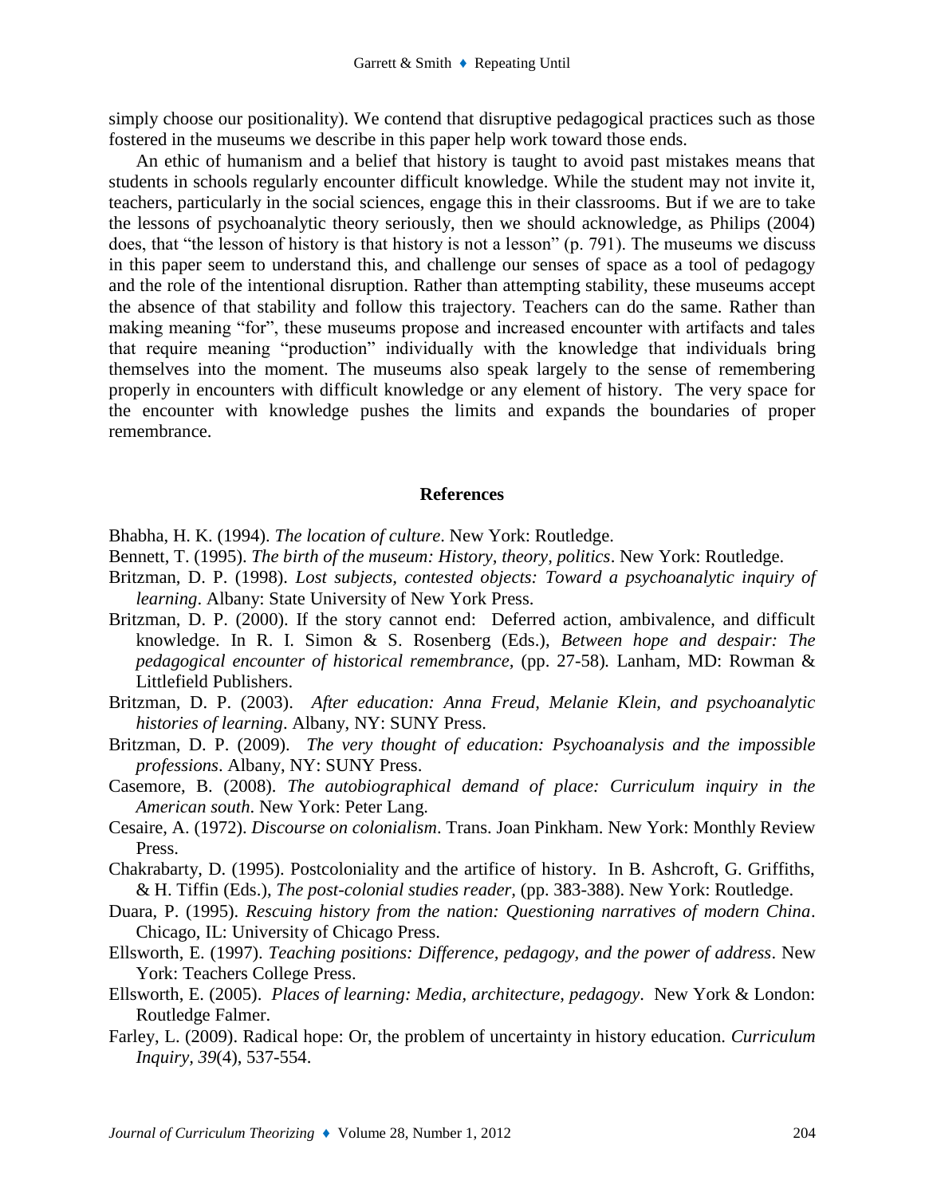simply choose our positionality). We contend that disruptive pedagogical practices such as those fostered in the museums we describe in this paper help work toward those ends.

An ethic of humanism and a belief that history is taught to avoid past mistakes means that students in schools regularly encounter difficult knowledge. While the student may not invite it, teachers, particularly in the social sciences, engage this in their classrooms. But if we are to take the lessons of psychoanalytic theory seriously, then we should acknowledge, as Philips (2004) does, that "the lesson of history is that history is not a lesson" (p. 791). The museums we discuss in this paper seem to understand this, and challenge our senses of space as a tool of pedagogy and the role of the intentional disruption. Rather than attempting stability, these museums accept the absence of that stability and follow this trajectory. Teachers can do the same. Rather than making meaning "for", these museums propose and increased encounter with artifacts and tales that require meaning "production" individually with the knowledge that individuals bring themselves into the moment. The museums also speak largely to the sense of remembering properly in encounters with difficult knowledge or any element of history. The very space for the encounter with knowledge pushes the limits and expands the boundaries of proper remembrance.

## References

Bhabha, H. K. (1994). *The location of culture*. New York: Routledge.

Bennett, T. (1995). *The birth of the museum: History, theory, politics*. New York: Routledge.

Britzman, D. P. (1998). *Lost subjects, contested objects: Toward a psychoanalytic inquiry of learning*. Albany: State University of New York Press.

Britzman, D. P. (2000). If the story cannot end: Deferred action, ambivalence, and difficult knowledge. In R. I. Simon & S. Rosenberg (Eds.), *Between hope and despair: The pedagogical encounter of historical remembrance*, (pp. 27-58). Lanham, MD: Rowman & Littlefield Publishers.

Britzman, D. P. (2003). *After education: Anna Freud, Melanie Klein, and psychoanalytic histories of learning*. Albany, NY: SUNY Press.

Britzman, D. P. (2009). *The very thought of education: Psychoanalysis and the impossible professions*. Albany, NY: SUNY Press.

Casemore, B. (2008). *The autobiographical demand of place: Curriculum inquiry in the American south*. New York: Peter Lang.

Cesaire, A. (1972). *Discourse on colonialism*. Trans. Joan Pinkham. New York: Monthly Review Press.

Chakrabarty, D. (1995). Postcoloniality and the artifice of history. In B. Ashcroft, G. Griffiths, & H. Tiffin (Eds.), *The post-colonial studies reader*, (pp. 383-388). New York: Routledge.

Duara, P. (1995). *Rescuing history from the nation: Questioning narratives of modern China*. Chicago, IL: University of Chicago Press.

Ellsworth, E. (1997). *Teaching positions: Difference, pedagogy, and the power of address*. New York: Teachers College Press.

Ellsworth, E. (2005). *Places of learning: Media, architecture, pedagogy*. New York & London: Routledge Falmer.

Farley, L. (2009). Radical hope: Or, the problem of uncertainty in history education. *Curriculum Inquiry, 39*(4), 537-554.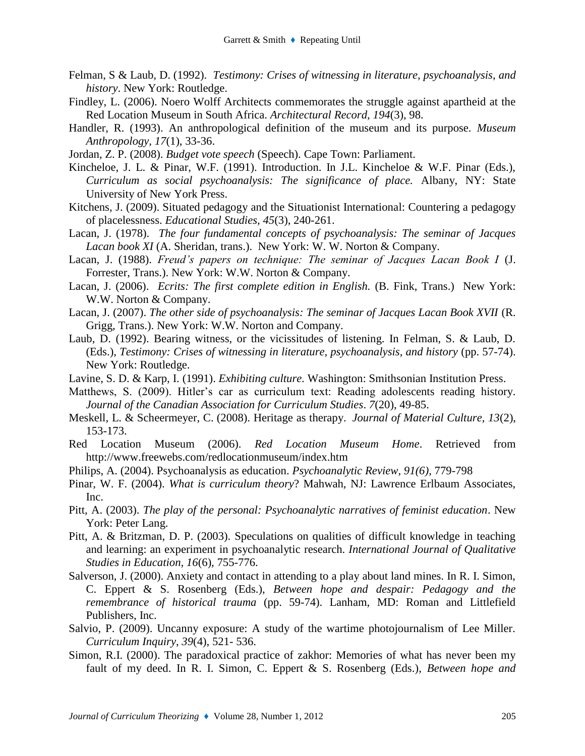Felman, S & Laub, D. (1992). *Testimony: Crises of witnessing in literature, psychoanalysis, and history*. New York: Routledge.

Findley, L. (2006). Noero Wolff Architects commemorates the struggle against apartheid at the Red Location Museum in South Africa. *Architectural Record, 194*(3), 98.

Handler, R. (1993). An anthropological definition of the museum and its purpose. *Museum Anthropology, 17*(1), 33-36.

Jordan, Z. P. (2008). *Budget vote speech* (Speech). Cape Town: Parliament.

Kincheloe, J. L. & Pinar, W.F. (1991). Introduction. In J.L. Kincheloe & W.F. Pinar (Eds.), *Curriculum as social psychoanalysis: The significance of place.* Albany, NY: State University of New York Press.

Kitchens, J. (2009). Situated pedagogy and the Situationist International: Countering a pedagogy of placelessness. *Educational Studies, 45*(3), 240-261.

Lacan, J. (1978). *The four fundamental concepts of psychoanalysis: The seminar of Jacques Lacan book XI* (A. Sheridan, trans.). New York: W. W. Norton & Company.

Lacan, J. (1988). *Freud's papers on technique: The seminar of Jacques Lacan Book I* (J. Forrester, Trans.). New York: W.W. Norton & Company.

Lacan, J. (2006). *Ecrits: The first complete edition in English.* (B. Fink, Trans.) New York: W.W. Norton & Company.

Lacan, J. (2007). *The other side of psychoanalysis: The seminar of Jacques Lacan Book XVII* (R. Grigg, Trans.). New York: W.W. Norton and Company.

Laub, D. (1992). Bearing witness, or the vicissitudes of listening. In Felman, S. & Laub, D. (Eds.), *Testimony: Crises of witnessing in literature, psychoanalysis, and history* (pp. 57-74). New York: Routledge.

Lavine, S. D. & Karp, I. (1991). *Exhibiting culture.* Washington: Smithsonian Institution Press.

Matthews, S. (2009). Hitler's car as curriculum text: Reading adolescents reading history. *Journal of the Canadian Association for Curriculum Studies*. *7*(20), 49-85.

Meskell, L. & Scheermeyer, C. (2008). Heritage as therapy. *Journal of Material Culture, 13*(2), 153-173.

Red Location Museum (2006). *Red Location Museum Home*. Retrieved from http://www.freewebs.com/redlocationmuseum/index.htm

Philips, A. (2004). Psychoanalysis as education. *Psychoanalytic Review, 91(6)*, 779-798

Pinar, W. F. (2004). *What is curriculum theory*? Mahwah, NJ: Lawrence Erlbaum Associates, Inc.

Pitt, A. (2003). *The play of the personal: Psychoanalytic narratives of feminist education*. New York: Peter Lang.

Pitt, A. & Britzman, D. P. (2003). Speculations on qualities of difficult knowledge in teaching and learning: an experiment in psychoanalytic research. *International Journal of Qualitative Studies in Education*, *16*(6), 755-776.

Salverson, J. (2000). Anxiety and contact in attending to a play about land mines. In R. I. Simon, C. Eppert & S. Rosenberg (Eds.), *Between hope and despair: Pedagogy and the remembrance of historical trauma* (pp. 59-74). Lanham, MD: Roman and Littlefield Publishers, Inc.

Salvio, P. (2009). Uncanny exposure: A study of the wartime photojournalism of Lee Miller. *Curriculum Inquiry*, *39*(4), 521- 536.

Simon, R.I. (2000). The paradoxical practice of zakhor: Memories of what has never been my fault of my deed. In R. I. Simon, C. Eppert & S. Rosenberg (Eds.), *Between hope and*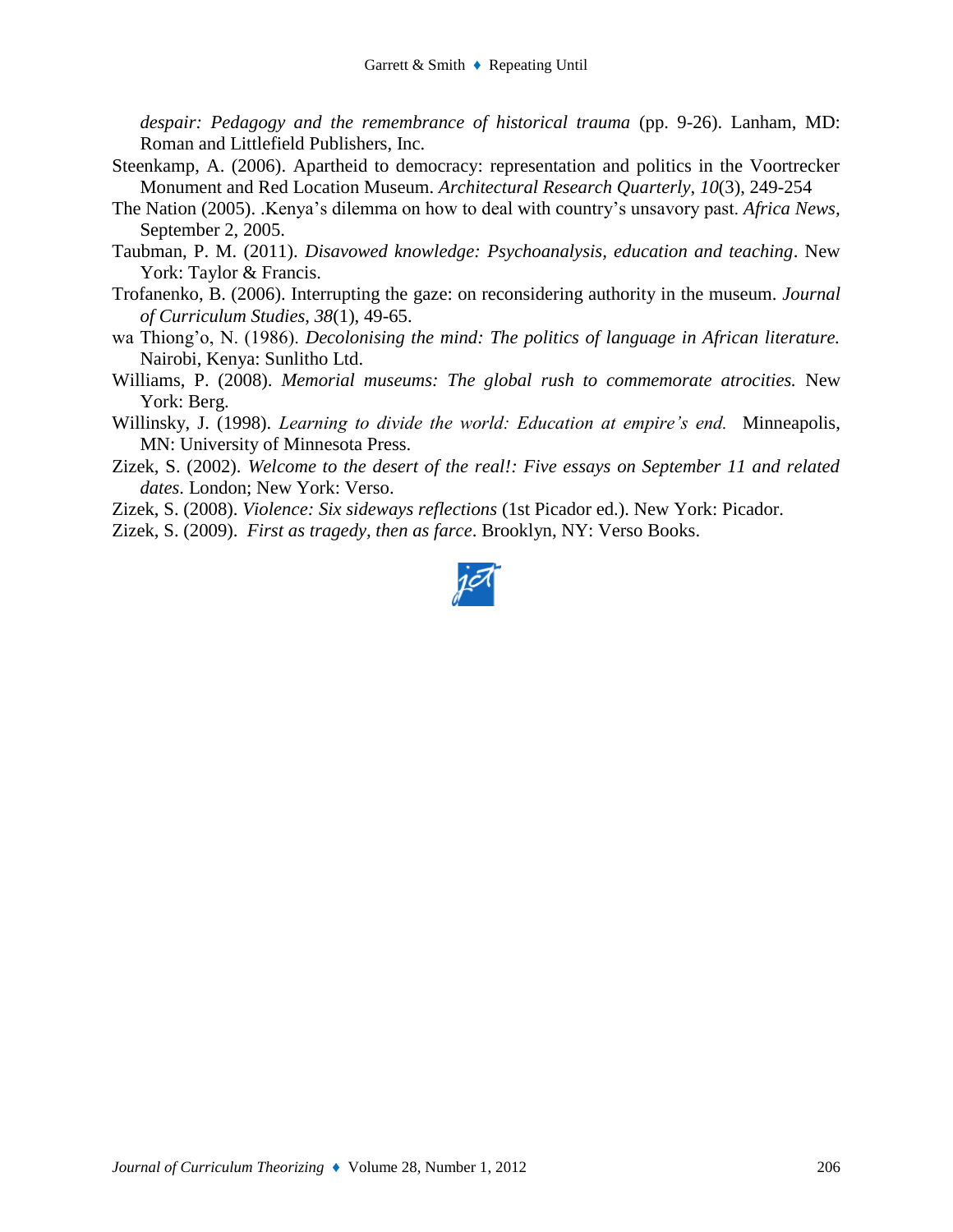*despair: Pedagogy and the remembrance of historical trauma* (pp. 9-26). Lanham, MD: Roman and Littlefield Publishers, Inc.

Steenkamp, A. (2006). Apartheid to democracy: representation and politics in the Voortrecker Monument and Red Location Museum. *Architectural Research Quarterly*, *10*(3), 249-254

The Nation (2005). .Kenya's dilemma on how to deal with country's unsavory past. *Africa News*, September 2, 2005.

Taubman, P. M. (2011). *Disavowed knowledge: Psychoanalysis, education and teaching*. New York: Taylor & Francis.

Trofanenko, B. (2006). Interrupting the gaze: on reconsidering authority in the museum. *Journal of Curriculum Studies*, *38*(1), 49-65.

wa Thiong'o, N. (1986). *Decolonising the mind: The politics of language in African literature.* Nairobi, Kenya: Sunlitho Ltd.

Williams, P. (2008). *Memorial museums: The global rush to commemorate atrocities.* New York: Berg.

Willinsky, J. (1998). *Learning to divide the world: Education at empire's end.* Minneapolis, MN: University of Minnesota Press.

Zizek, S. (2002). *Welcome to the desert of the real!: Five essays on September 11 and related dates*. London; New York: Verso.

Zizek, S. (2008). *Violence: Six sideways reflections* (1st Picador ed.). New York: Picador.

Zizek, S. (2009). *First as tragedy, then as farce*. Brooklyn, NY: Verso Books.